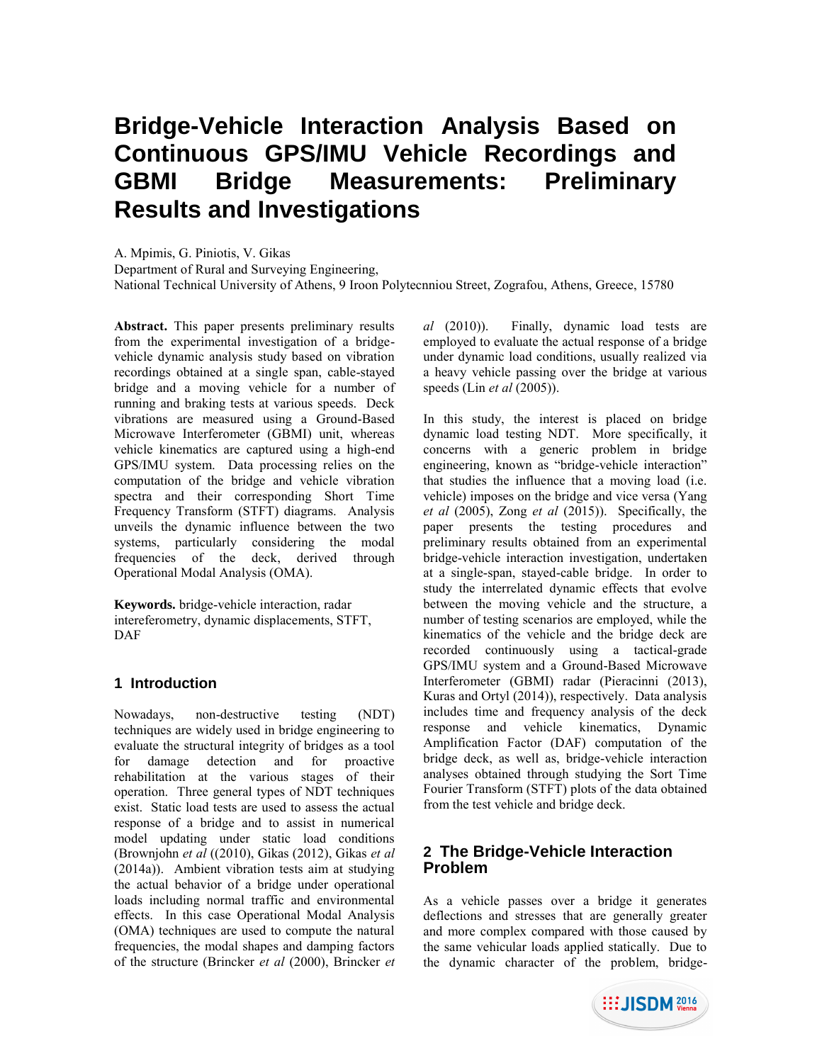# Bridge-Vehicle Interaction Analysis Based on Continuous GPS/IMU Vehicle Recordings and GBMI Bridge Measurements: Preliminary Results and Investigations

A. Mpimis, G. Piniotis, V. Gikas

Department of Rural and Surveying Engineering,

National Technical University of Athens, 9 Iroon Polytecnniou Street, Zografou, Athens, Greece, 15780

**Abstract.** This paper presents preliminary results from the experimental investigation of a bridge-vehicle dynamic analysis study based on vibration recordings obtained at a single span, cable-stayed bridge and a moving vehicle for a number of running and braking tests at various speeds. Deck vibrations are measured using a Ground-Based Microwave Interferometer (GBMI) unit, whereas vehicle kinematics are captured using a high-end GPS/IMU system. Data processing relies on the computation of the bridge and vehicle vibration spectra and their corresponding Short Time Frequency Transform (STFT) diagrams. Analysis unveils the dynamic influence between the two systems, particularly considering the modal frequencies of the deck, derived through Operational Modal Analysis (OMA).

**Keywords.** bridge-vehicle interaction, radar intereferometry, dynamic displacements, STFT, DAF

## 1 Introduction

Nowadays, non-destructive testing (NDT) techniques are widely used in bridge engineering to evaluate the structural integrity of bridges as a tool for damage detection and for proactive rehabilitation at the various stages of their operation. Three general types of NDT techniques exist. Static load tests are used to assess the actual response of a bridge and to assist in numerical model updating under static load conditions (Brownjohn *et al* ((2010), Gikas (2012), Gikas *et al* (2014a)). Ambient vibration tests aim at studying the actual behavior of a bridge under operational loads including normal traffic and environmental effects. In this case Operational Modal Analysis (OMA) techniques are used to compute the natural frequencies, the modal shapes and damping factors of the structure (Brincker *et al* (2000), Brincker *et al* (2010)). Finally, dynamic load tests are employed to evaluate the actual response of a bridge under dynamic load conditions, usually realized via a heavy vehicle passing over the bridge at various speeds (Lin *et al* (2005)).

In this study, the interest is placed on bridge dynamic load testing NDT. More specifically, it concerns with a generic problem in bridge engineering, known as "bridge-vehicle interaction" that studies the influence that a moving load (i.e. vehicle) imposes on the bridge and vice versa (Yang *et al* (2005), Zong *et al* (2015)). Specifically, the paper presents the testing procedures and preliminary results obtained from an experimental bridge-vehicle interaction investigation, undertaken at a single-span, stayed-cable bridge. In order to study the interrelated dynamic effects that evolve between the moving vehicle and the structure, a number of testing scenarios are employed, while the kinematics of the vehicle and the bridge deck are recorded continuously using a tactical-grade GPS/IMU system and a Ground-Based Microwave Interferometer (GBMI) radar (Pieracinni (2013), Kuras and Ortyl (2014)), respectively. Data analysis includes time and frequency analysis of the deck response and vehicle kinematics, Dynamic Amplification Factor (DAF) computation of the bridge deck, as well as, bridge-vehicle interaction analyses obtained through studying the Sort Time Fourier Transform (STFT) plots of the data obtained from the test vehicle and bridge deck.

## 2 The Bridge-Vehicle Interaction Problem

As a vehicle passes over a bridge it generates deflections and stresses that are generally greater and more complex compared with those caused by the same vehicular loads applied statically. Due to the dynamic character of the problem, bridge-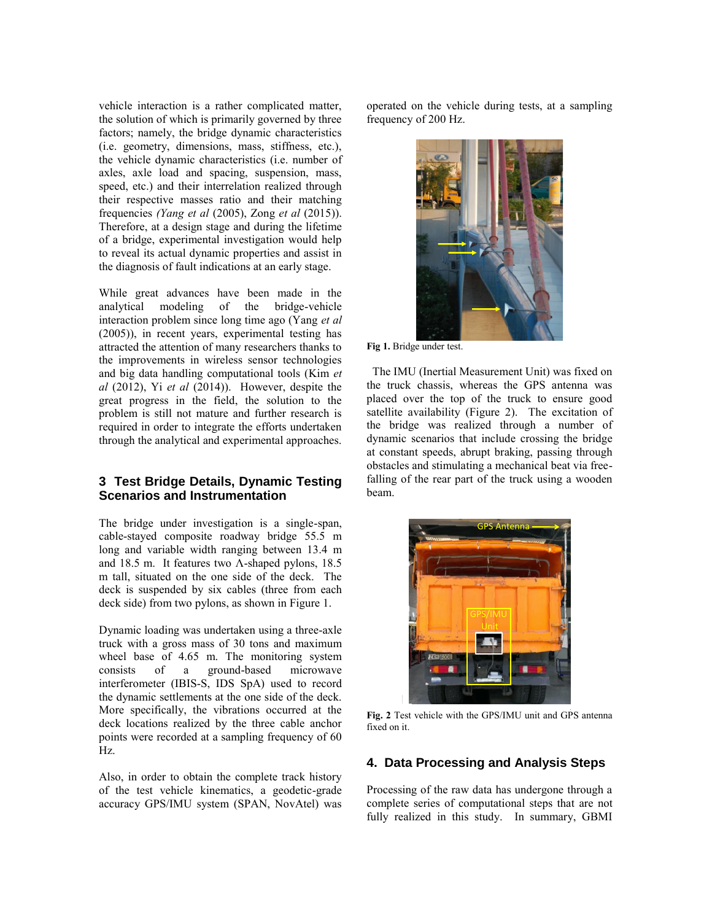vehicle interaction is a rather complicated matter, the solution of which is primarily governed by three factors; namely, the bridge dynamic characteristics (i.e. geometry, dimensions, mass, stiffness, etc.), the vehicle dynamic characteristics (i.e. number of axles, axle load and spacing, suspension, mass, speed, etc.) and their interrelation realized through their respective masses ratio and their matching frequencies *(Yang et al* (2005), Zong *et al* (2015)). Therefore, at a design stage and during the lifetime of a bridge, experimental investigation would help to reveal its actual dynamic properties and assist in the diagnosis of fault indications at an early stage.

While great advances have been made in the analytical modeling of the bridge-vehicle interaction problem since long time ago (Yang *et al* (2005)), in recent years, experimental testing has attracted the attention of many researchers thanks to the improvements in wireless sensor technologies and big data handling computational tools (Kim *et al* (2012), Yi *et al* (2014)). However, despite the great progress in the field, the solution to the problem is still not mature and further research is required in order to integrate the efforts undertaken through the analytical and experimental approaches.

## 3 Test Bridge Details, Dynamic Testing Scenarios and Instrumentation

The bridge under investigation is a single-span, cable-stayed composite roadway bridge 55.5 m long and variable width ranging between 13.4 m and 18.5 m. It features two Λ-shaped pylons, 18.5 m tall, situated on the one side of the deck. The deck is suspended by six cables (three from each deck side) from two pylons, as shown in Figure 1.

Dynamic loading was undertaken using a three-axle truck with a gross mass of 30 tons and maximum wheel base of 4.65 m. The monitoring system consists of a ground-based microwave interferometer (IBIS-S, IDS SpA) used to record the dynamic settlements at the one side of the deck. More specifically, the vibrations occurred at the deck locations realized by the three cable anchor points were recorded at a sampling frequency of 60 Hz.

Also, in order to obtain the complete track history of the test vehicle kinematics, a geodetic-grade accuracy GPS/IMU system (SPAN, NovAtel) was operated on the vehicle during tests, at a sampling frequency of 200 Hz.

**Fig 1.** Bridge under test.

The IMU (Inertial Measurement Unit) was fixed on the truck chassis, whereas the GPS antenna was placed over the top of the truck to ensure good satellite availability (Figure 2). The excitation of the bridge was realized through a number of dynamic scenarios that include crossing the bridge at constant speeds, abrupt braking, passing through obstacles and stimulating a mechanical beat via free-falling of the rear part of the truck using a wooden beam.

**Fig. 2** Test vehicle with the GPS/IMU unit and GPS antenna fixed on it.

## 4. Data Processing and Analysis Steps

Processing of the raw data has undergone through a complete series of computational steps that are not fully realized in this study. In summary, GBMI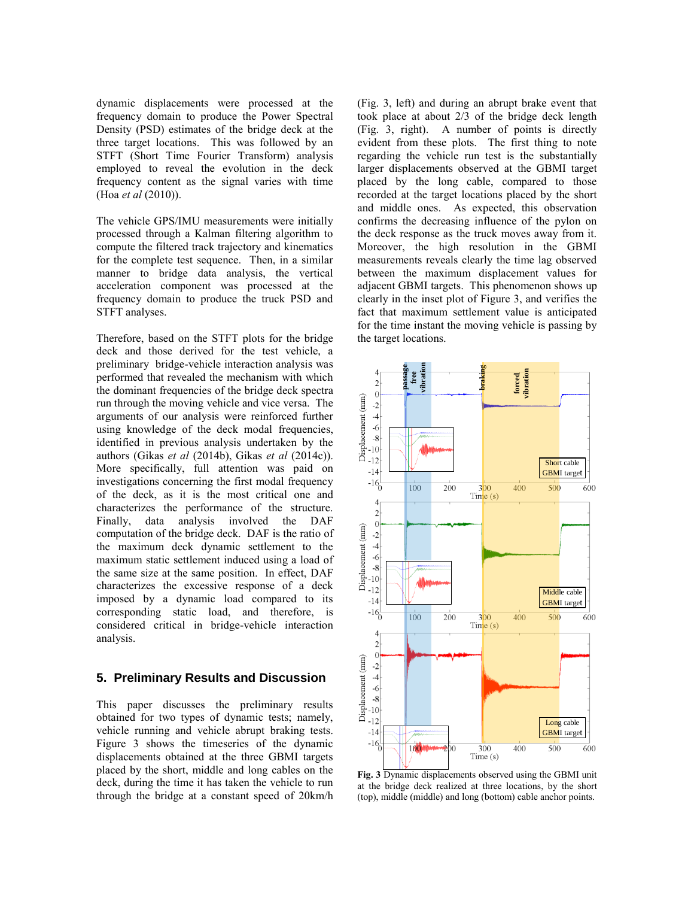dynamic displacements were processed at the frequency domain to produce the Power Spectral Density (PSD) estimates of the bridge deck at the three target locations. This was followed by an STFT (Short Time Fourier Transform) analysis employed to reveal the evolution in the deck frequency content as the signal varies with time (Hoa *et al* (2010)).

The vehicle GPS/IMU measurements were initially processed through a Kalman filtering algorithm to compute the filtered track trajectory and kinematics for the complete test sequence. Then, in a similar manner to bridge data analysis, the vertical acceleration component was processed at the frequency domain to produce the truck PSD and STFT analyses.

Therefore, based on the STFT plots for the bridge deck and those derived for the test vehicle, a preliminary bridge-vehicle interaction analysis was performed that revealed the mechanism with which the dominant frequencies of the bridge deck spectra run through the moving vehicle and vice versa. The arguments of our analysis were reinforced further using knowledge of the deck modal frequencies, identified in previous analysis undertaken by the authors (Gikas *et al* (2014b), Gikas *et al* (2014c)). More specifically, full attention was paid on investigations concerning the first modal frequency of the deck, as it is the most critical one and characterizes the performance of the structure. Finally, data analysis involved the DAF computation of the bridge deck. DAF is the ratio of the maximum deck dynamic settlement to the maximum static settlement induced using a load of the same size at the same position. In effect, DAF characterizes the excessive response of a deck imposed by a dynamic load compared to its corresponding static load, and therefore, is considered critical in bridge-vehicle interaction analysis.

## 5. Preliminary Results and Discussion

This paper discusses the preliminary results obtained for two types of dynamic tests; namely, vehicle running and vehicle abrupt braking tests. Figure 3 shows the timeseries of the dynamic displacements obtained at the three GBMI targets placed by the short, middle and long cables on the deck, during the time it has taken the vehicle to run through the bridge at a constant speed of 20km/h (Fig. 3, left) and during an abrupt brake event that took place at about 2/3 of the bridge deck length (Fig. 3, right). A number of points is directly evident from these plots. The first thing to note regarding the vehicle run test is the substantially larger displacements observed at the GBMI target placed by the long cable, compared to those recorded at the target locations placed by the short and middle ones. As expected, this observation confirms the decreasing influence of the pylon on the deck response as the truck moves away from it. Moreover, the high resolution in the GBMI measurements reveals clearly the time lag observed between the maximum displacement values for adjacent GBMI targets. This phenomenon shows up clearly in the inset plot of Figure 3, and verifies the fact that maximum settlement value is anticipated for the time instant the moving vehicle is passing by the target locations.

**Fig. 3** Dynamic displacements observed using the GBMI unit at the bridge deck realized at three locations, by the short (top), middle (middle) and long (bottom) cable anchor points.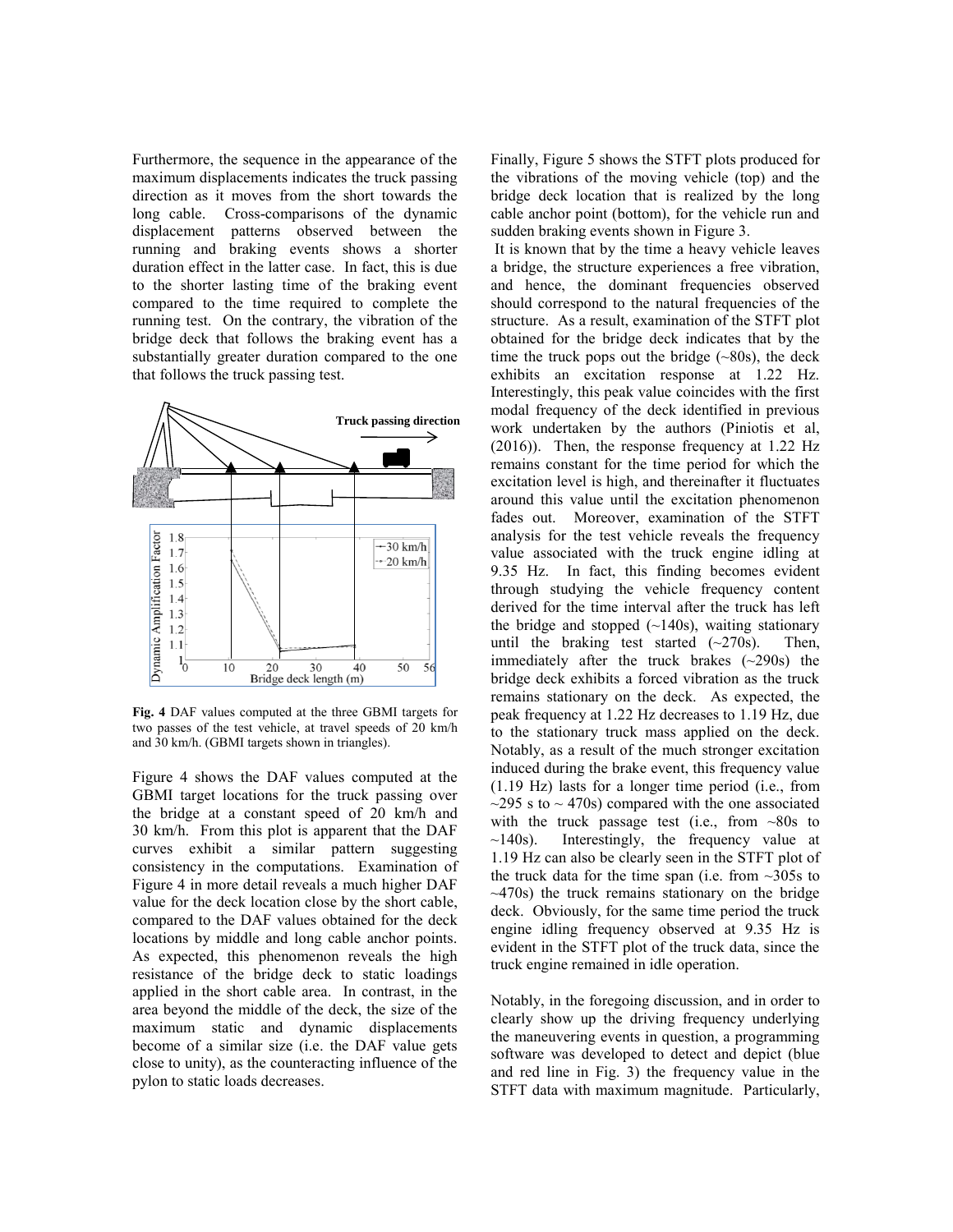Furthermore, the sequence in the appearance of the maximum displacements indicates the truck passing direction as it moves from the short towards the long cable. Cross-comparisons of the dynamic displacement patterns observed between the running and braking events shows a shorter duration effect in the latter case. In fact, this is due to the shorter lasting time of the braking event compared to the time required to complete the running test. On the contrary, the vibration of the bridge deck that follows the braking event has a substantially greater duration compared to the one that follows the truck passing test.

**Fig. 4** DAF values computed at the three GBMI targets for two passes of the test vehicle, at travel speeds of 20 km/h and 30 km/h. (GBMI targets shown in triangles).

Figure 4 shows the DAF values computed at the GBMI target locations for the truck passing over the bridge at a constant speed of 20 km/h and 30 km/h. From this plot is apparent that the DAF curves exhibit a similar pattern suggesting consistency in the computations. Examination of Figure 4 in more detail reveals a much higher DAF value for the deck location close by the short cable, compared to the DAF values obtained for the deck locations by middle and long cable anchor points. As expected, this phenomenon reveals the high resistance of the bridge deck to static loadings applied in the short cable area. In contrast, in the area beyond the middle of the deck, the size of the maximum static and dynamic displacements become of a similar size (i.e. the DAF value gets close to unity), as the counteracting influence of the pylon to static loads decreases.

Finally, Figure 5 shows the STFT plots produced for the vibrations of the moving vehicle (top) and the bridge deck location that is realized by the long cable anchor point (bottom), for the vehicle run and sudden braking events shown in Figure 3.

It is known that by the time a heavy vehicle leaves a bridge, the structure experiences a free vibration, and hence, the dominant frequencies observed should correspond to the natural frequencies of the structure. As a result, examination of the STFT plot obtained for the bridge deck indicates that by the time the truck pops out the bridge (~80s), the deck exhibits an excitation response at 1.22 Hz. Interestingly, this peak value coincides with the first modal frequency of the deck identified in previous work undertaken by the authors (Piniotis et al, (2016)). Then, the response frequency at 1.22 Hz remains constant for the time period for which the excitation level is high, and thereinafter it fluctuates around this value until the excitation phenomenon fades out. Moreover, examination of the STFT analysis for the test vehicle reveals the frequency value associated with the truck engine idling at 9.35 Hz. In fact, this finding becomes evident through studying the vehicle frequency content derived for the time interval after the truck has left the bridge and stopped (~140s), waiting stationary until the braking test started (~270s). Then, immediately after the truck brakes (~290s) the bridge deck exhibits a forced vibration as the truck remains stationary on the deck. As expected, the peak frequency at 1.22 Hz decreases to 1.19 Hz, due to the stationary truck mass applied on the deck. Notably, as a result of the much stronger excitation induced during the brake event, this frequency value (1.19 Hz) lasts for a longer time period (i.e., from ~295 s to ~ 470s) compared with the one associated with the truck passage test (i.e., from ~80s to ~140s). Interestingly, the frequency value at 1.19 Hz can also be clearly seen in the STFT plot of the truck data for the time span (i.e. from ~305s to ~470s) the truck remains stationary on the bridge deck. Obviously, for the same time period the truck engine idling frequency observed at 9.35 Hz is evident in the STFT plot of the truck data, since the truck engine remained in idle operation.

Notably, in the foregoing discussion, and in order to clearly show up the driving frequency underlying the maneuvering events in question, a programming software was developed to detect and depict (blue and red line in Fig. 3) the frequency value in the STFT data with maximum magnitude. Particularly,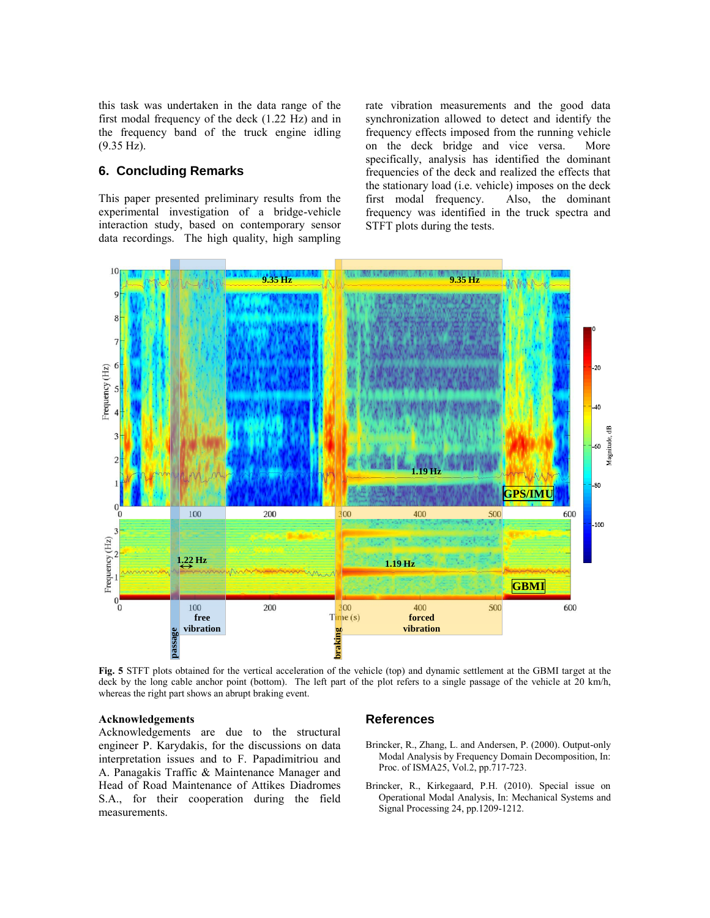this task was undertaken in the data range of the first modal frequency of the deck (1.22 Hz) and in the frequency band of the truck engine idling (9.35 Hz).

## 6. Concluding Remarks

This paper presented preliminary results from the experimental investigation of a bridge-vehicle interaction study, based on contemporary sensor data recordings. The high quality, high sampling rate vibration measurements and the good data synchronization allowed to detect and identify the frequency effects imposed from the running vehicle on the deck bridge and vice versa. More specifically, analysis has identified the dominant frequencies of the deck and realized the effects that the stationary load (i.e. vehicle) imposes on the deck first modal frequency. Also, the dominant frequency was identified in the truck spectra and STFT plots during the tests.

**Fig. 5** STFT plots obtained for the vertical acceleration of the vehicle (top) and dynamic settlement at the GBMI target at the deck by the long cable anchor point (bottom). The left part of the plot refers to a single passage of the vehicle at 20 km/h, whereas the right part shows an abrupt braking event.

### Acknowledgements

Acknowledgements are due to the structural engineer P. Karydakis, for the discussions on data interpretation issues and to F. Papadimitriou and A. Panagakis Traffic & Maintenance Manager and Head of Road Maintenance of Attikes Diadromes S.A., for their cooperation during the field measurements.

## References

Brincker, R., Zhang, L. and Andersen, P. (2000). Output-only Modal Analysis by Frequency Domain Decomposition, In: Proc. of ISMA25, Vol.2, pp.717-723.

Brincker, R., Kirkegaard, P.H. (2010). Special issue on Operational Modal Analysis, In: Mechanical Systems and Signal Processing 24, pp.1209-1212.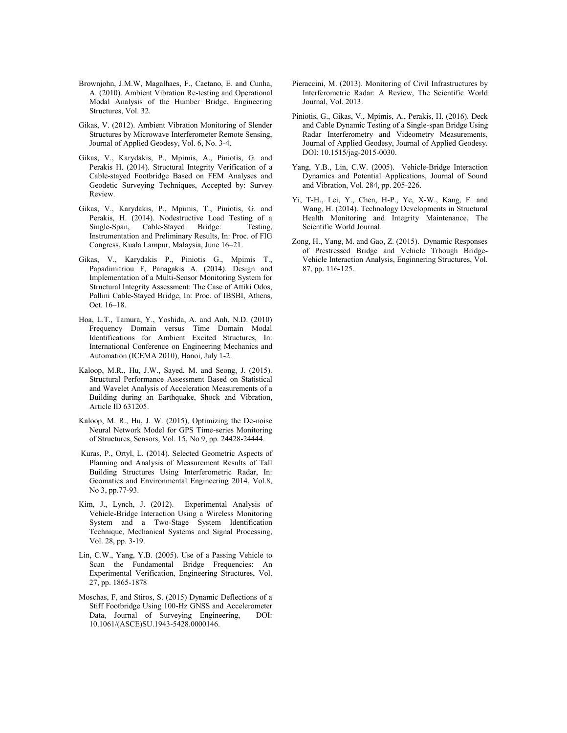Brownjohn, J.M.W, Magalhaes, F., Caetano, E. and Cunha, A. (2010). Ambient Vibration Re-testing and Operational Modal Analysis of the Humber Bridge. Engineering Structures, Vol. 32.

Gikas, V. (2012). Ambient Vibration Monitoring of Slender Structures by Microwave Interferometer Remote Sensing, Journal of Applied Geodesy, Vol. 6, No. 3-4.

Gikas, V., Karydakis, P., Mpimis, A., Piniotis, G. and Perakis H. (2014). Structural Integrity Verification of a Cable-stayed Footbridge Based on FEM Analyses and Geodetic Surveying Techniques, Accepted by: Survey Review.

Gikas, V., Karydakis, P., Mpimis, T., Piniotis, G. and Perakis, H. (2014). Nodestructive Load Testing of a Single-Span, Cable-Stayed Bridge: Testing, Instrumentation and Preliminary Results, In: Proc. of FIG Congress, Kuala Lampur, Malaysia, June 16–21.

Gikas, V., Karydakis P., Piniotis G., Mpimis T., Papadimitriou F, Panagakis A. (2014). Design and Implementation of a Multi-Sensor Monitoring System for Structural Integrity Assessment: The Case of Attiki Odos, Pallini Cable-Stayed Bridge, In: Proc. of IBSBI, Athens, Oct. 16–18.

Hoa, L.T., Tamura, Y., Yoshida, A. and Anh, N.D. (2010) Frequency Domain versus Time Domain Modal Identifications for Ambient Excited Structures, In: International Conference on Engineering Mechanics and Automation (ICEMA 2010), Hanoi, July 1-2.

Kaloop, M.R., Hu, J.W., Sayed, M. and Seong, J. (2015). Structural Performance Assessment Based on Statistical and Wavelet Analysis of Acceleration Measurements of a Building during an Earthquake, Shock and Vibration, Article ID 631205.

Kaloop, M. R., Hu, J. W. (2015), Optimizing the De-noise Neural Network Model for GPS Time-series Monitoring of Structures, Sensors, Vol. 15, No 9, pp. 24428-24444.

Kuras, P., Ortyl, L. (2014). Selected Geometric Aspects of Planning and Analysis of Measurement Results of Tall Building Structures Using Interferometric Radar, In: Geomatics and Environmental Engineering 2014, Vol.8, No 3, pp.77-93.

Kim, J., Lynch, J. (2012). Experimental Analysis of Vehicle-Bridge Interaction Using a Wireless Monitoring System and a Two-Stage System Identification Technique, Mechanical Systems and Signal Processing, Vol. 28, pp. 3-19.

Lin, C.W., Yang, Y.B. (2005). Use of a Passing Vehicle to Scan the Fundamental Bridge Frequencies: An Experimental Verification, Engineering Structures, Vol. 27, pp. 1865-1878

Moschas, F, and Stiros, S. (2015) Dynamic Deflections of a Stiff Footbridge Using 100-Hz GNSS and Accelerometer Data, Journal of Surveying Engineering, DOI: 10.1061/(ASCE)SU.1943-5428.0000146.

Pieraccini, M. (2013). Monitoring of Civil Infrastructures by Interferometric Radar: A Review, The Scientific World Journal, Vol. 2013.

Piniotis, G., Gikas, V., Mpimis, A., Perakis, H. (2016). Deck and Cable Dynamic Testing of a Single-span Bridge Using Radar Interferometry and Videometry Measurements, Journal of Applied Geodesy, Journal of Applied Geodesy. DOI: 10.1515/jag-2015-0030.

Yang, Y.B., Lin, C.W. (2005). Vehicle-Bridge Interaction Dynamics and Potential Applications, Journal of Sound and Vibration, Vol. 284, pp. 205-226.

Yi, T-H., Lei, Y., Chen, H-P., Ye, X-W., Kang, F. and Wang, H. (2014). Technology Developments in Structural Health Monitoring and Integrity Maintenance, The Scientific World Journal.

Zong, H., Yang, M. and Gao, Z. (2015). Dynamic Responses of Prestressed Bridge and Vehicle Trhough Bridge-Vehicle Interaction Analysis, Enginnering Structures, Vol. 87, pp. 116-125.